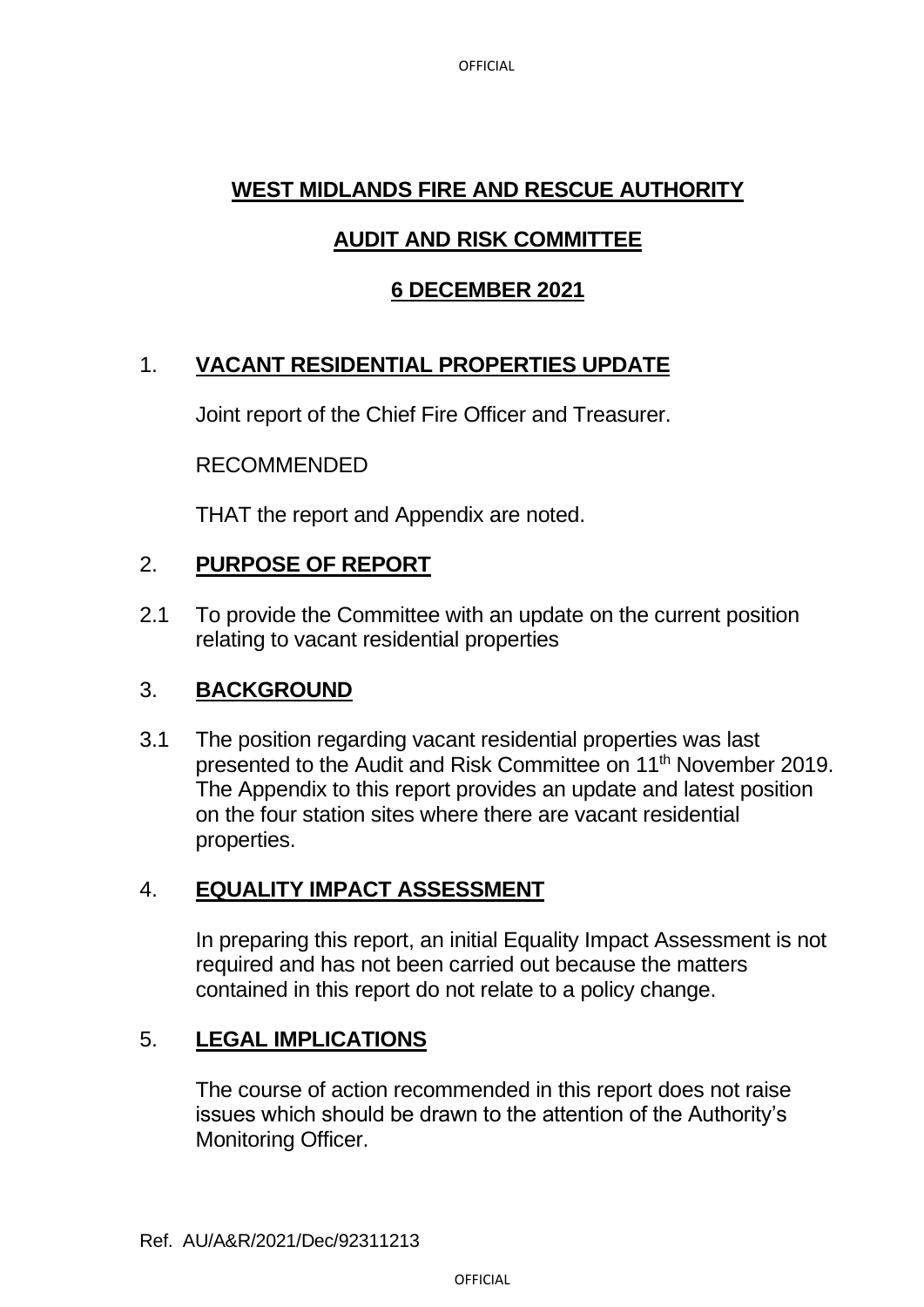# WEST MIDLANDS FIRE AND RESCUE AUTHORITY

## AUDIT AND RISK COMMITTEE

## 6 DECEMBER 2021

1. **VACANT RESIDENTIAL PROPERTIES UPDATE**

   Joint report of the Chief Fire Officer and Treasurer.

   RECOMMENDED

   THAT the report and Appendix are noted.

2. **PURPOSE OF REPORT**

2.1 To provide the Committee with an update on the current position relating to vacant residential properties

3. **BACKGROUND**

3.1 The position regarding vacant residential properties was last presented to the Audit and Risk Committee on 11th November 2019. The Appendix to this report provides an update and latest position on the four station sites where there are vacant residential properties.

4. **EQUALITY IMPACT ASSESSMENT**

   In preparing this report, an initial Equality Impact Assessment is not required and has not been carried out because the matters contained in this report do not relate to a policy change.

5. **LEGAL IMPLICATIONS**

   The course of action recommended in this report does not raise issues which should be drawn to the attention of the Authority's Monitoring Officer.

Ref. AU/A&R/2021/Dec/92311213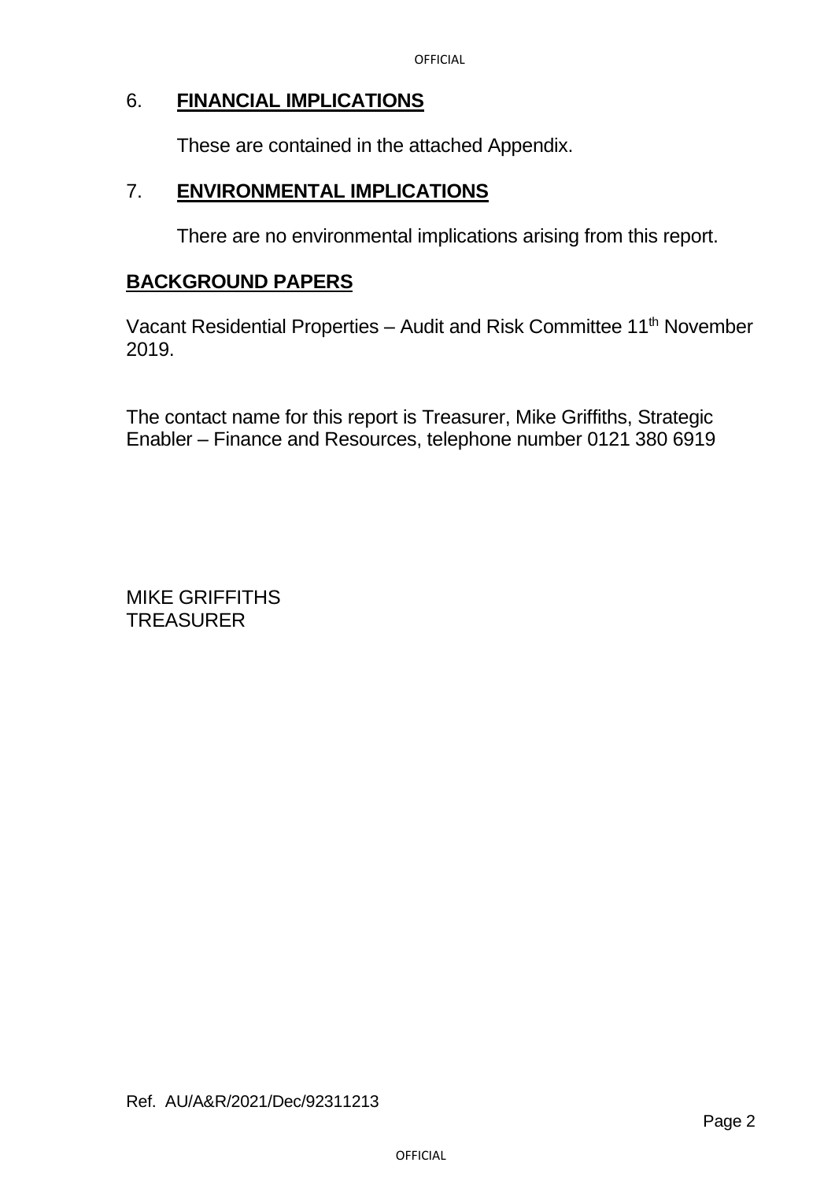## 6. **FINANCIAL IMPLICATIONS**

These are contained in the attached Appendix.

## 7. **ENVIRONMENTAL IMPLICATIONS**

There are no environmental implications arising from this report.

## **BACKGROUND PAPERS**

Vacant Residential Properties – Audit and Risk Committee 11th November 2019.

The contact name for this report is Treasurer, Mike Griffiths, Strategic Enabler – Finance and Resources, telephone number 0121 380 6919

MIKE GRIFFITHS
TREASURER

Ref. AU/A&R/2021/Dec/92311213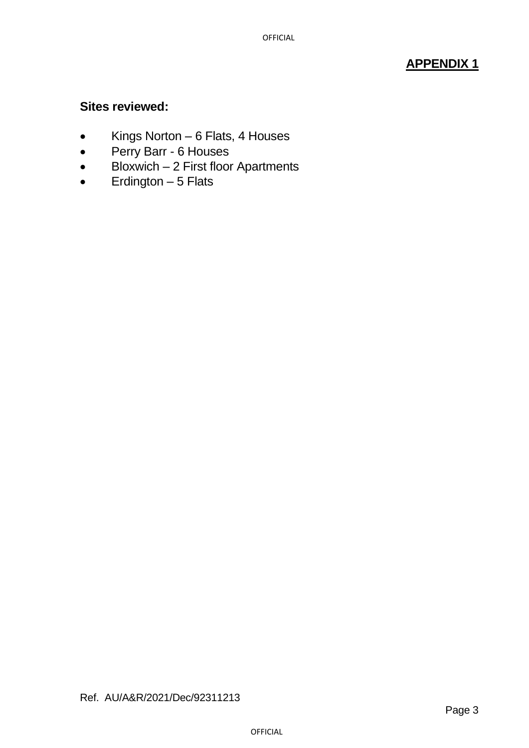**APPENDIX 1**

**Sites reviewed:**

- Kings Norton – 6 Flats, 4 Houses
- Perry Barr - 6 Houses
- Bloxwich – 2 First floor Apartments
- Erdington – 5 Flats

Ref. AU/A&R/2021/Dec/92311213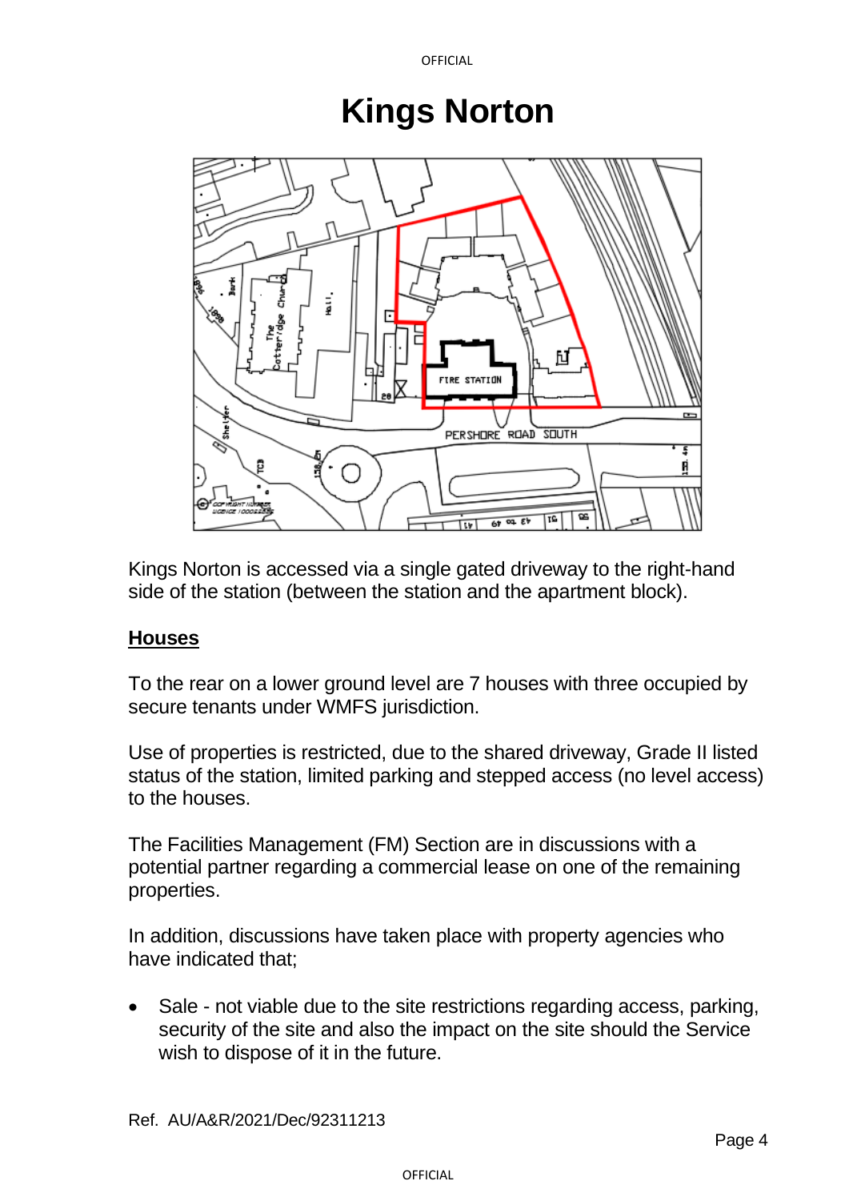# Kings Norton

Kings Norton is accessed via a single gated driveway to the right-hand side of the station (between the station and the apartment block).

## Houses

To the rear on a lower ground level are 7 houses with three occupied by secure tenants under WMFS jurisdiction.

Use of properties is restricted, due to the shared driveway, Grade II listed status of the station, limited parking and stepped access (no level access) to the houses.

The Facilities Management (FM) Section are in discussions with a potential partner regarding a commercial lease on one of the remaining properties.

In addition, discussions have taken place with property agencies who have indicated that;

- Sale - not viable due to the site restrictions regarding access, parking, security of the site and also the impact on the site should the Service wish to dispose of it in the future.

Ref. AU/A&R/2021/Dec/92311213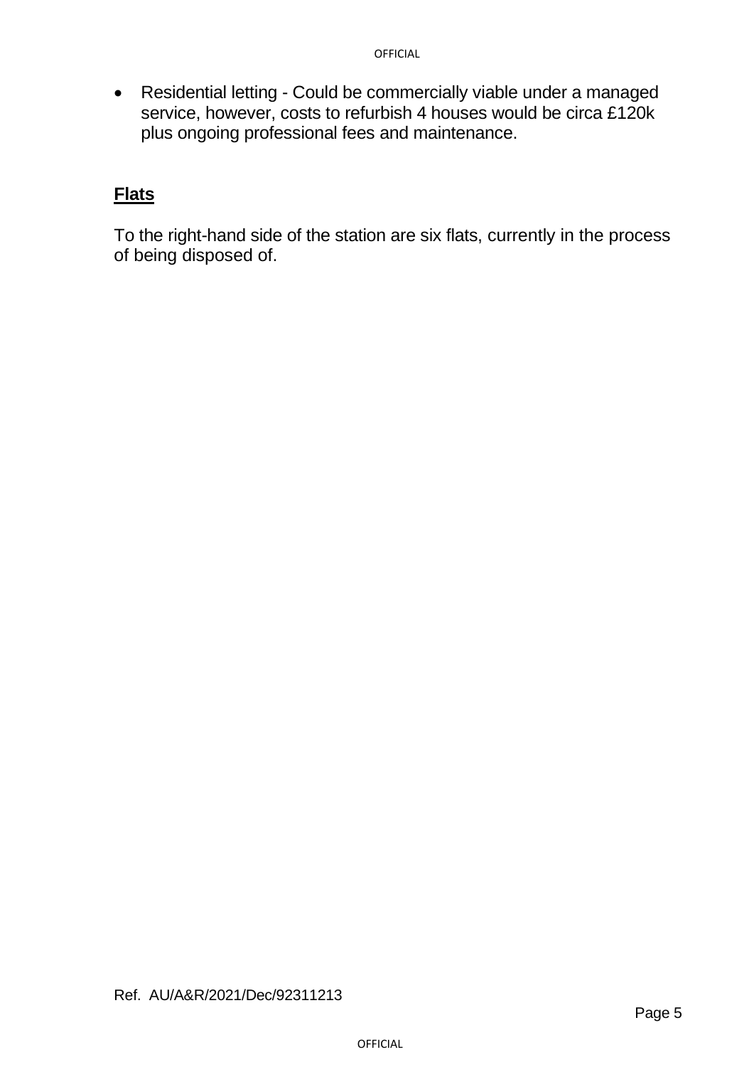- Residential letting - Could be commercially viable under a managed service, however, costs to refurbish 4 houses would be circa £120k plus ongoing professional fees and maintenance.

## Flats

To the right-hand side of the station are six flats, currently in the process of being disposed of.

Ref. AU/A&R/2021/Dec/92311213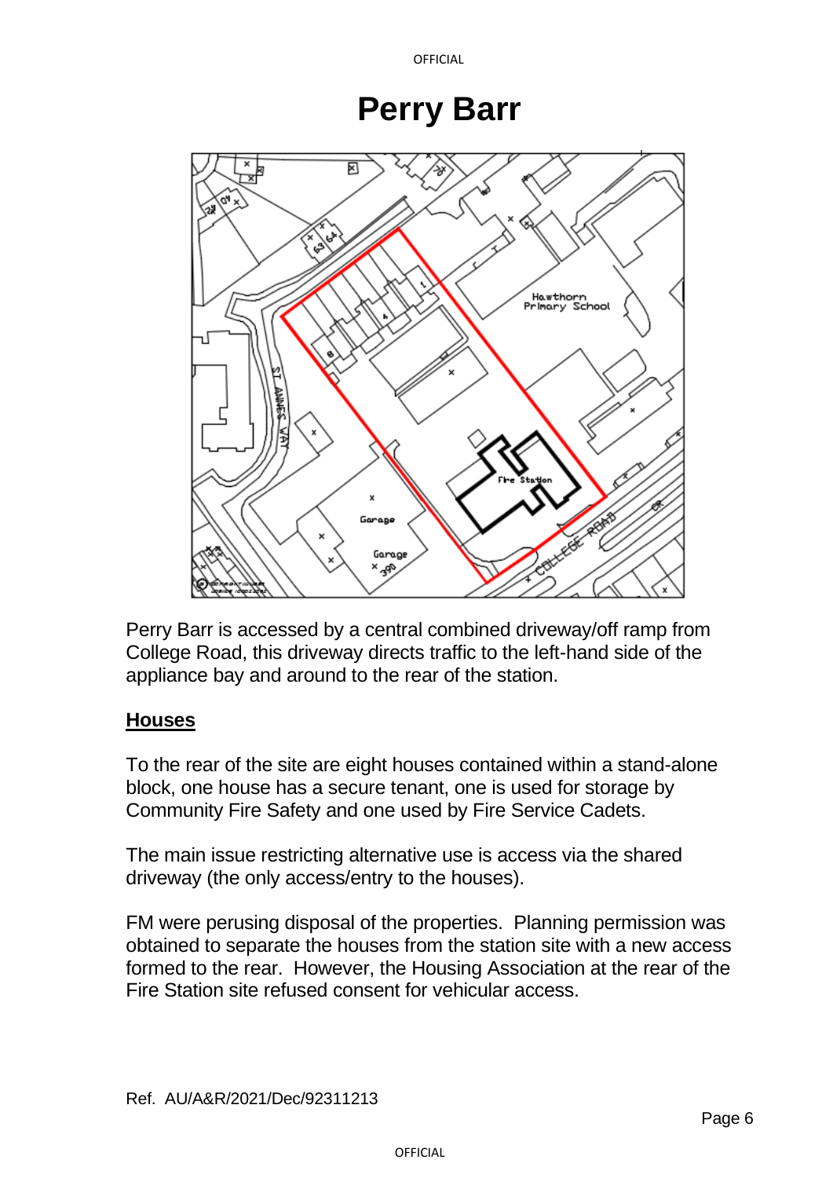# Perry Barr

Perry Barr is accessed by a central combined driveway/off ramp from College Road, this driveway directs traffic to the left-hand side of the appliance bay and around to the rear of the station.

## Houses

To the rear of the site are eight houses contained within a stand-alone block, one house has a secure tenant, one is used for storage by Community Fire Safety and one used by Fire Service Cadets.

The main issue restricting alternative use is access via the shared driveway (the only access/entry to the houses).

FM were perusing disposal of the properties. Planning permission was obtained to separate the houses from the station site with a new access formed to the rear. However, the Housing Association at the rear of the Fire Station site refused consent for vehicular access.

Ref. AU/A&R/2021/Dec/92311213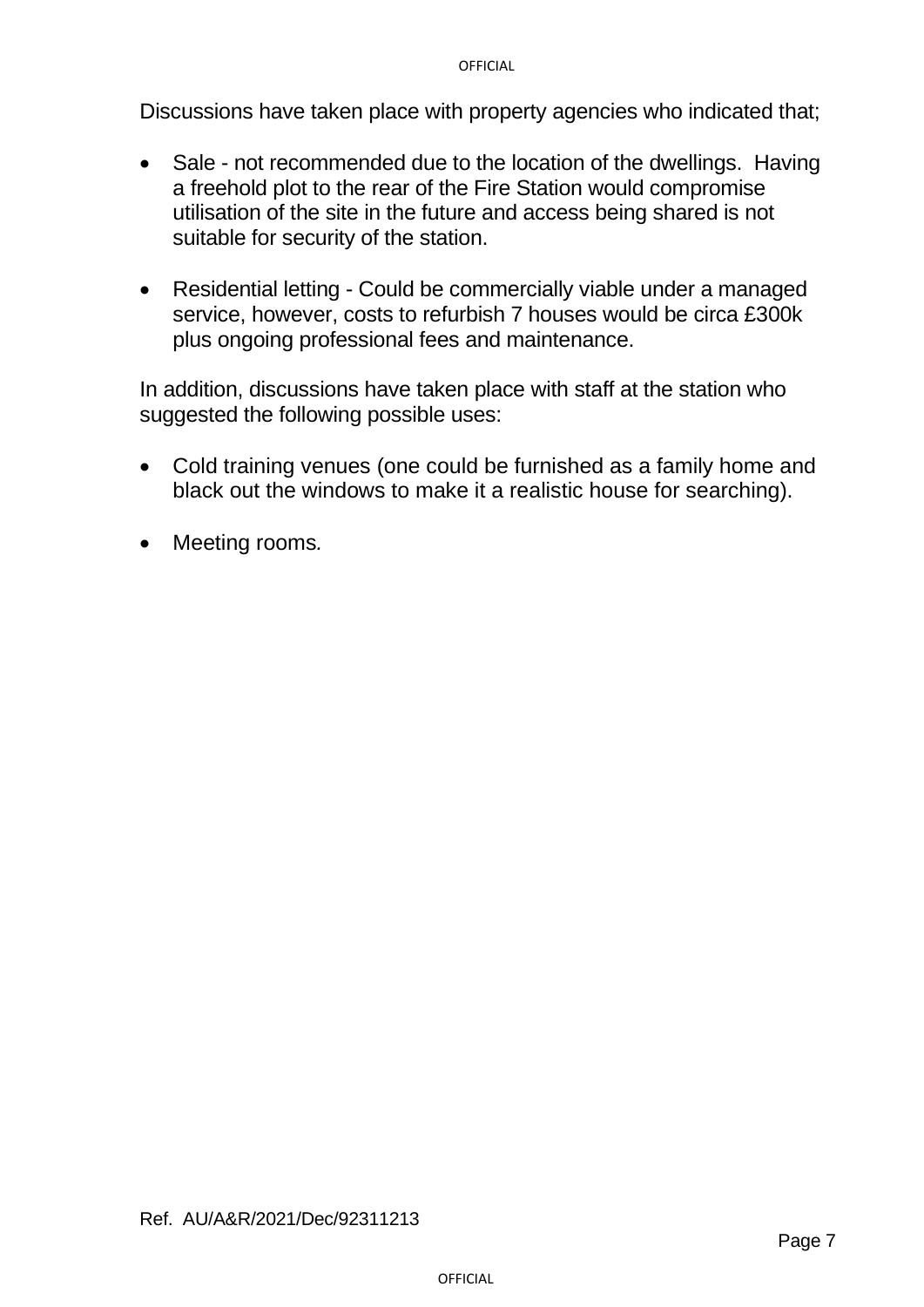Discussions have taken place with property agencies who indicated that;

- Sale - not recommended due to the location of the dwellings. Having a freehold plot to the rear of the Fire Station would compromise utilisation of the site in the future and access being shared is not suitable for security of the station.

- Residential letting - Could be commercially viable under a managed service, however, costs to refurbish 7 houses would be circa £300k plus ongoing professional fees and maintenance.

In addition, discussions have taken place with staff at the station who suggested the following possible uses:

- Cold training venues (one could be furnished as a family home and black out the windows to make it a realistic house for searching).

- Meeting rooms.

Ref. AU/A&R/2021/Dec/92311213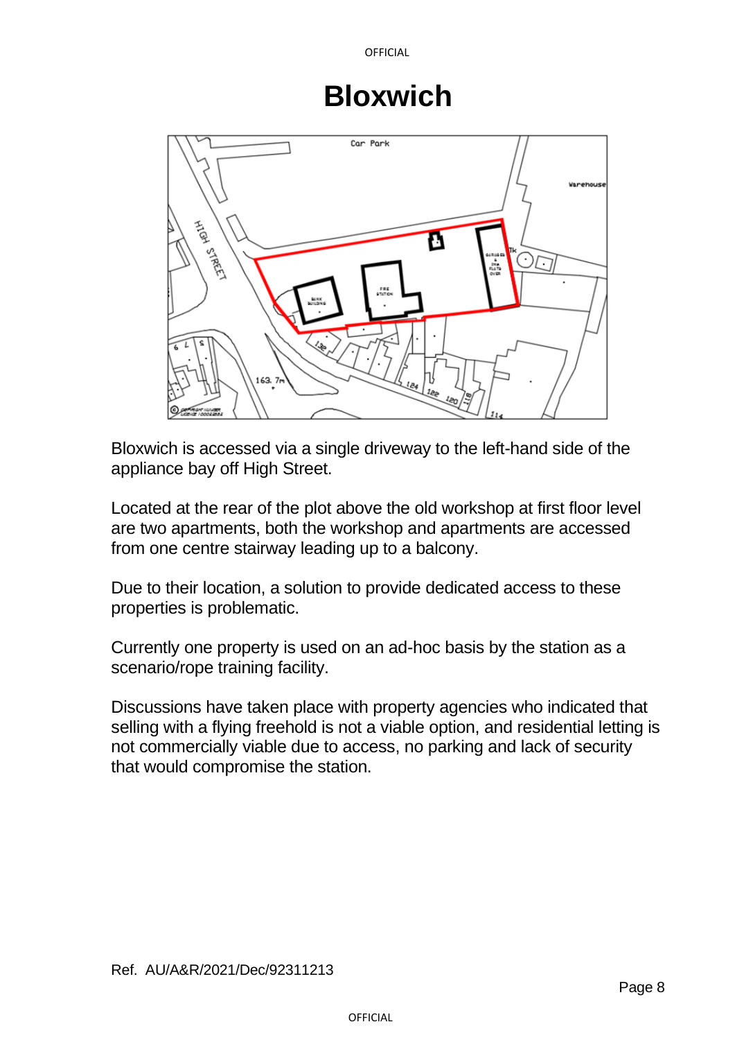# Bloxwich

Bloxwich is accessed via a single driveway to the left-hand side of the appliance bay off High Street.

Located at the rear of the plot above the old workshop at first floor level are two apartments, both the workshop and apartments are accessed from one centre stairway leading up to a balcony.

Due to their location, a solution to provide dedicated access to these properties is problematic.

Currently one property is used on an ad-hoc basis by the station as a scenario/rope training facility.

Discussions have taken place with property agencies who indicated that selling with a flying freehold is not a viable option, and residential letting is not commercially viable due to access, no parking and lack of security that would compromise the station.

Ref. AU/A&R/2021/Dec/92311213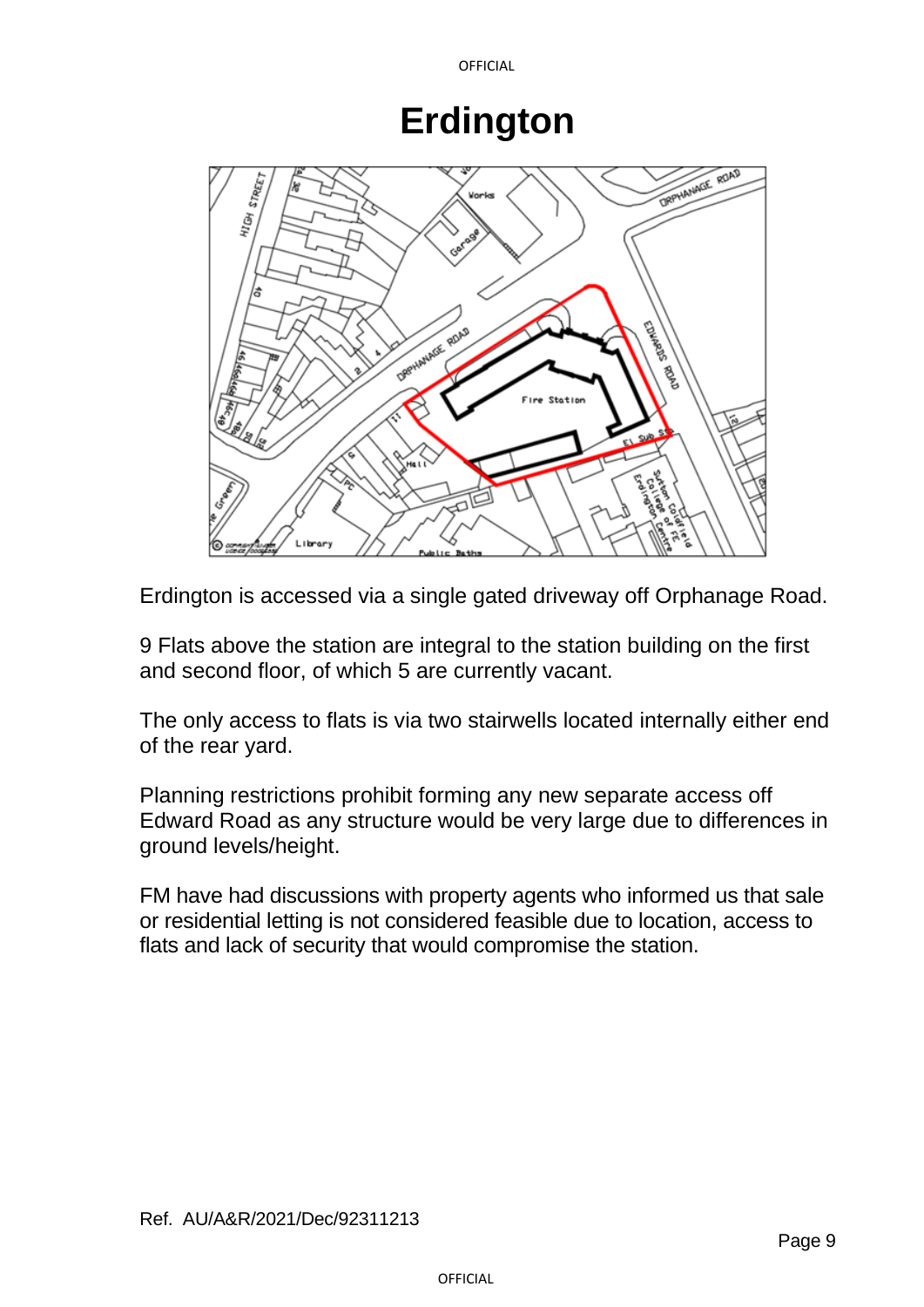# Erdington

Erdington is accessed via a single gated driveway off Orphanage Road.

9 Flats above the station are integral to the station building on the first and second floor, of which 5 are currently vacant.

The only access to flats is via two stairwells located internally either end of the rear yard.

Planning restrictions prohibit forming any new separate access off Edward Road as any structure would be very large due to differences in ground levels/height.

FM have had discussions with property agents who informed us that sale or residential letting is not considered feasible due to location, access to flats and lack of security that would compromise the station.

Ref. AU/A&R/2021/Dec/92311213